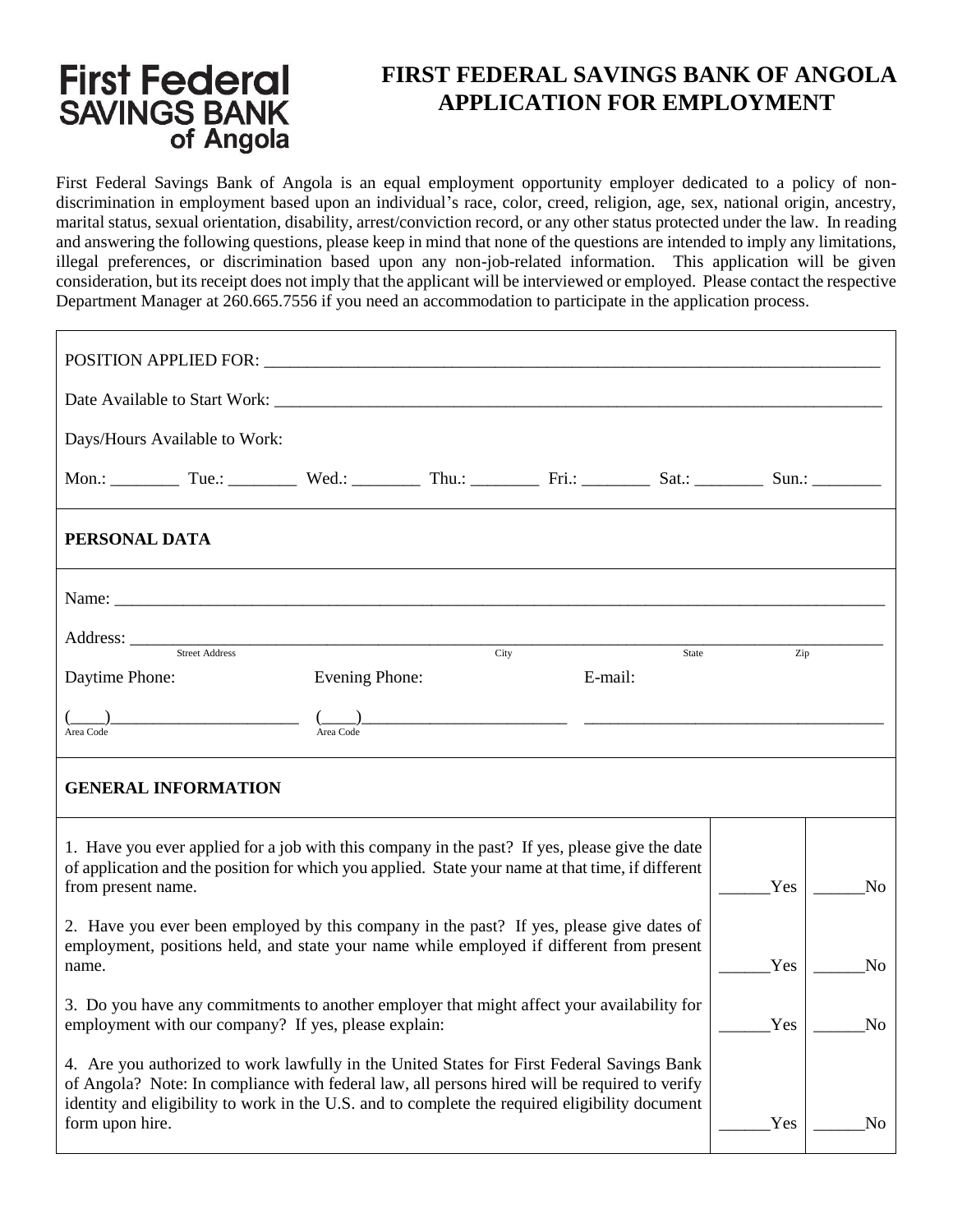First Federal SAVINGS BANK of Angola

# FIRST FEDERAL SAVINGS BANK OF ANGOLA APPLICATION FOR EMPLOYMENT

First Federal Savings Bank of Angola is an equal employment opportunity employer dedicated to a policy of non-discrimination in employment based upon an individual's race, color, creed, religion, age, sex, national origin, ancestry, marital status, sexual orientation, disability, arrest/conviction record, or any other status protected under the law. In reading and answering the following questions, please keep in mind that none of the questions are intended to imply any limitations, illegal preferences, or discrimination based upon any non-job-related information. This application will be given consideration, but its receipt does not imply that the applicant will be interviewed or employed. Please contact the respective Department Manager at 260.665.7556 if you need an accommodation to participate in the application process.

POSITION APPLIED FOR: ______________________________________________

Date Available to Start Work: ______________________________________________

Days/Hours Available to Work:

Mon.: ________ Tue.: ________ Wed.: ________ Thu.: ________ Fri.: ________ Sat.: ________ Sun.: ________

## PERSONAL DATA

Name: ______________________________________________

Address: ______________________________________________
Street Address City State Zip

Daytime Phone: (____)______________________ (Area Code)

Evening Phone: (____)______________________ (Area Code)

E-mail: ______________________________________________

## GENERAL INFORMATION

| Question | | |
|---|---|---|
| 1. Have you ever applied for a job with this company in the past? If yes, please give the date of application and the position for which you applied. State your name at that time, if different from present name. | ______Yes | ______No |
| 2. Have you ever been employed by this company in the past? If yes, please give dates of employment, positions held, and state your name while employed if different from present name. | ______Yes | ______No |
| 3. Do you have any commitments to another employer that might affect your availability for employment with our company? If yes, please explain: | ______Yes | ______No |
| 4. Are you authorized to work lawfully in the United States for First Federal Savings Bank of Angola? Note: In compliance with federal law, all persons hired will be required to verify identity and eligibility to work in the U.S. and to complete the required eligibility document form upon hire. | ______Yes | ______No |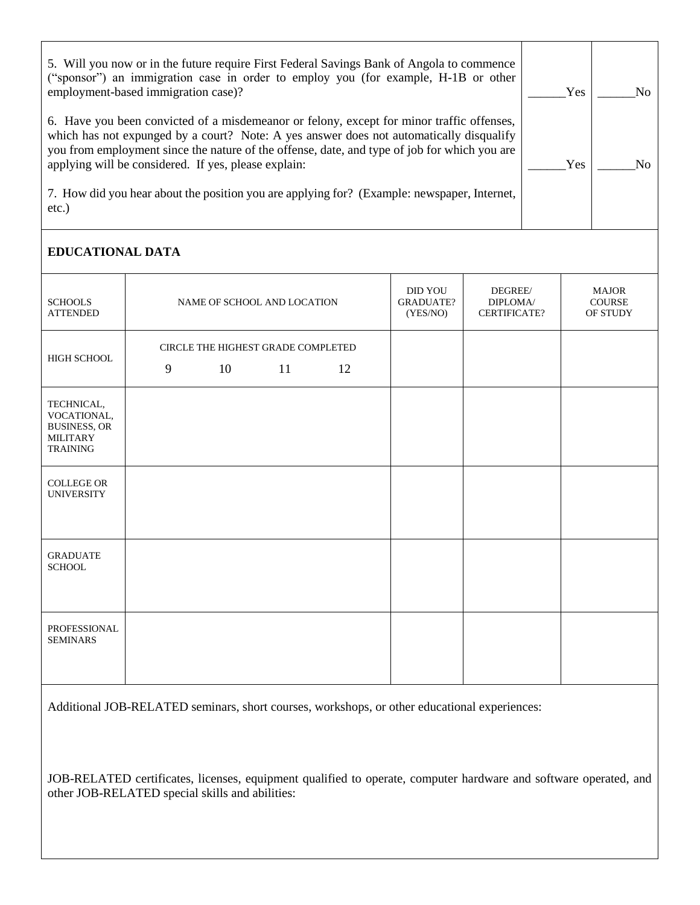5. Will you now or in the future require First Federal Savings Bank of Angola to commence ("sponsor") an immigration case in order to employ you (for example, H-1B or other employment-based immigration case)? ______Yes ______No

6. Have you been convicted of a misdemeanor or felony, except for minor traffic offenses, which has not expunged by a court? Note: A yes answer does not automatically disqualify you from employment since the nature of the offense, date, and type of job for which you are applying will be considered. If yes, please explain: ______Yes ______No

7. How did you hear about the position you are applying for? (Example: newspaper, Internet, etc.)

**EDUCATIONAL DATA**

| SCHOOLS ATTENDED | NAME OF SCHOOL AND LOCATION | DID YOU GRADUATE? (YES/NO) | DEGREE/ DIPLOMA/ CERTIFICATE? | MAJOR COURSE OF STUDY |
|---|---|---|---|---|
| HIGH SCHOOL | CIRCLE THE HIGHEST GRADE COMPLETED 9 10 11 12 | | | |
| TECHNICAL, VOCATIONAL, BUSINESS, OR MILITARY TRAINING | | | | |
| COLLEGE OR UNIVERSITY | | | | |
| GRADUATE SCHOOL | | | | |
| PROFESSIONAL SEMINARS | | | | |

Additional JOB-RELATED seminars, short courses, workshops, or other educational experiences:

JOB-RELATED certificates, licenses, equipment qualified to operate, computer hardware and software operated, and other JOB-RELATED special skills and abilities: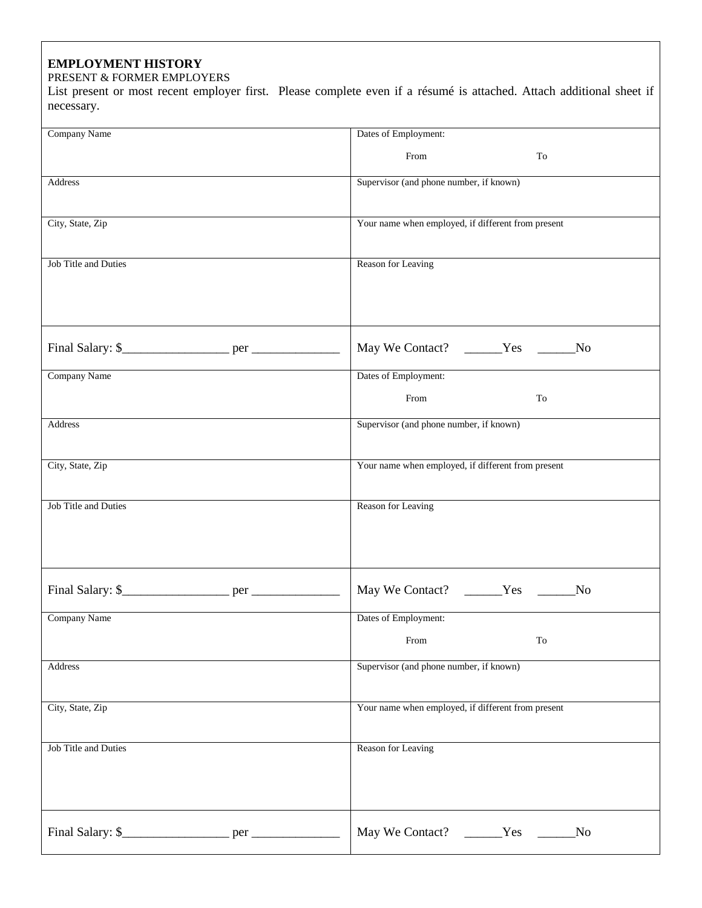**EMPLOYMENT HISTORY**

PRESENT & FORMER EMPLOYERS

List present or most recent employer first. Please complete even if a résumé is attached. Attach additional sheet if necessary.

| | |
|---|---|
| Company Name | Dates of Employment:<br><br>From To |
| Address | Supervisor (and phone number, if known) |
| City, State, Zip | Your name when employed, if different from present |
| Job Title and Duties | Reason for Leaving |
| Final Salary: $_________________ per ______________ | May We Contact? ______Yes ______No |
| Company Name | Dates of Employment:<br><br>From To |
| Address | Supervisor (and phone number, if known) |
| City, State, Zip | Your name when employed, if different from present |
| Job Title and Duties | Reason for Leaving |
| Final Salary: $_________________ per ______________ | May We Contact? ______Yes ______No |
| Company Name | Dates of Employment:<br><br>From To |
| Address | Supervisor (and phone number, if known) |
| City, State, Zip | Your name when employed, if different from present |
| Job Title and Duties | Reason for Leaving |
| Final Salary: $_________________ per ______________ | May We Contact? ______Yes ______No |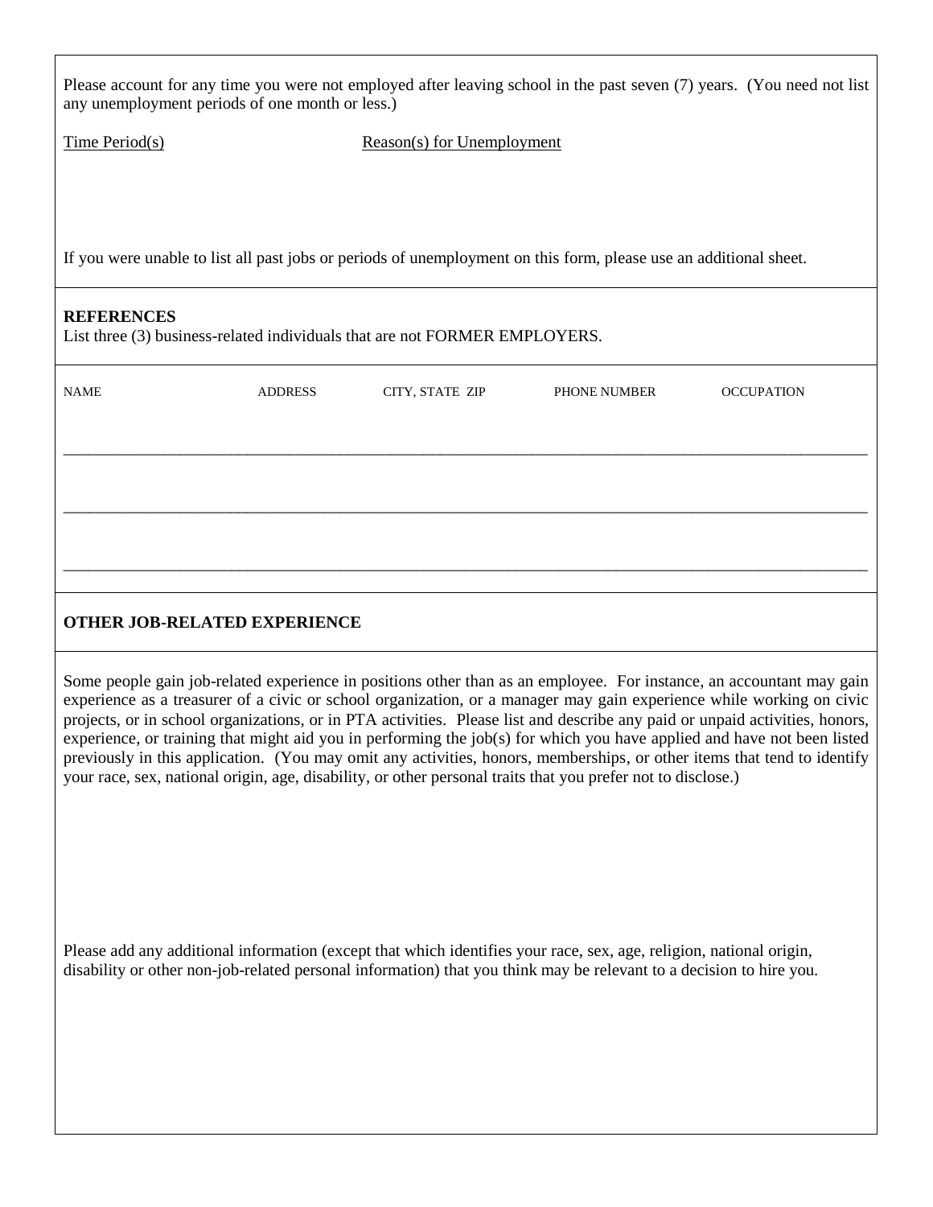Please account for any time you were not employed after leaving school in the past seven (7) years. (You need not list any unemployment periods of one month or less.)

| Time Period(s) | Reason(s) for Unemployment |
| --- | --- |
| | |

If you were unable to list all past jobs or periods of unemployment on this form, please use an additional sheet.

**REFERENCES**

List three (3) business-related individuals that are not FORMER EMPLOYERS.

| NAME | ADDRESS | CITY, STATE ZIP | PHONE NUMBER | OCCUPATION |
| --- | --- | --- | --- | --- |
| | | | | |
| | | | | |
| | | | | |

**OTHER JOB-RELATED EXPERIENCE**

Some people gain job-related experience in positions other than as an employee. For instance, an accountant may gain experience as a treasurer of a civic or school organization, or a manager may gain experience while working on civic projects, or in school organizations, or in PTA activities. Please list and describe any paid or unpaid activities, honors, experience, or training that might aid you in performing the job(s) for which you have applied and have not been listed previously in this application. (You may omit any activities, honors, memberships, or other items that tend to identify your race, sex, national origin, age, disability, or other personal traits that you prefer not to disclose.)

Please add any additional information (except that which identifies your race, sex, age, religion, national origin, disability or other non-job-related personal information) that you think may be relevant to a decision to hire you.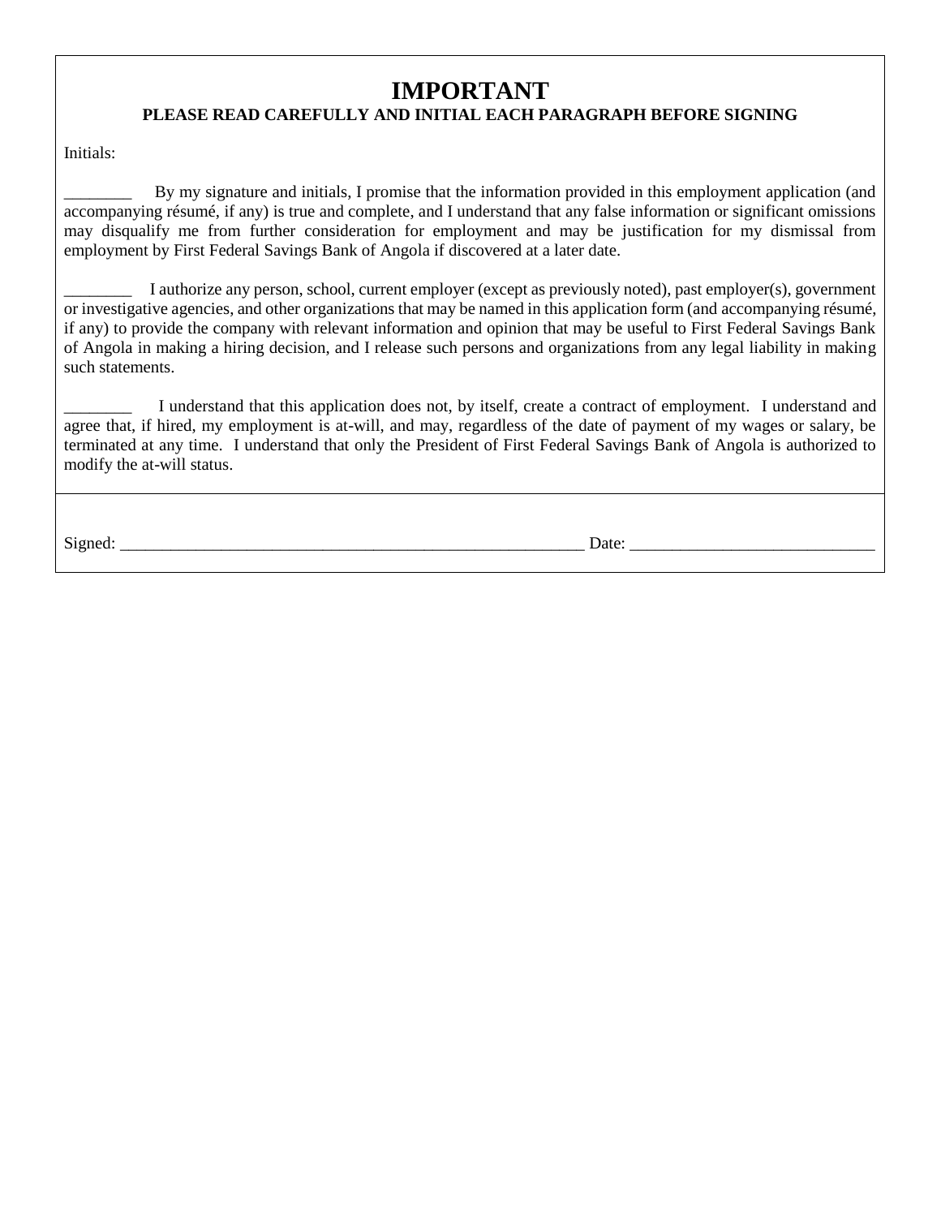# IMPORTANT

**PLEASE READ CAREFULLY AND INITIAL EACH PARAGRAPH BEFORE SIGNING**

Initials:

________ By my signature and initials, I promise that the information provided in this employment application (and accompanying résumé, if any) is true and complete, and I understand that any false information or significant omissions may disqualify me from further consideration for employment and may be justification for my dismissal from employment by First Federal Savings Bank of Angola if discovered at a later date.

________ I authorize any person, school, current employer (except as previously noted), past employer(s), government or investigative agencies, and other organizations that may be named in this application form (and accompanying résumé, if any) to provide the company with relevant information and opinion that may be useful to First Federal Savings Bank of Angola in making a hiring decision, and I release such persons and organizations from any legal liability in making such statements.

________ I understand that this application does not, by itself, create a contract of employment. I understand and agree that, if hired, my employment is at-will, and may, regardless of the date of payment of my wages or salary, be terminated at any time. I understand that only the President of First Federal Savings Bank of Angola is authorized to modify the at-will status.

Signed: ________________________________________________________ Date: ____________________________